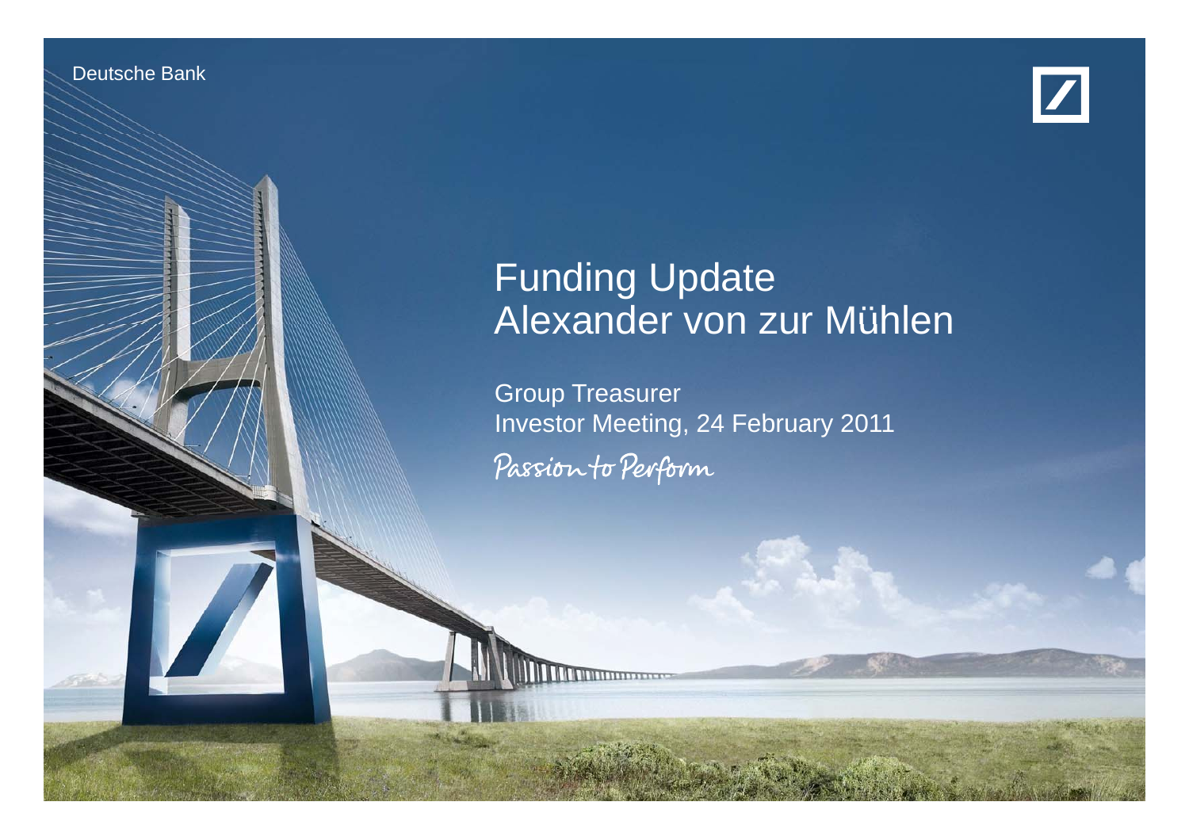Deutsche Bank

# Funding Update
# Alexander von zur Mühlen

Group Treasurer
Investor Meeting, 24 February 2011

Passion to Perform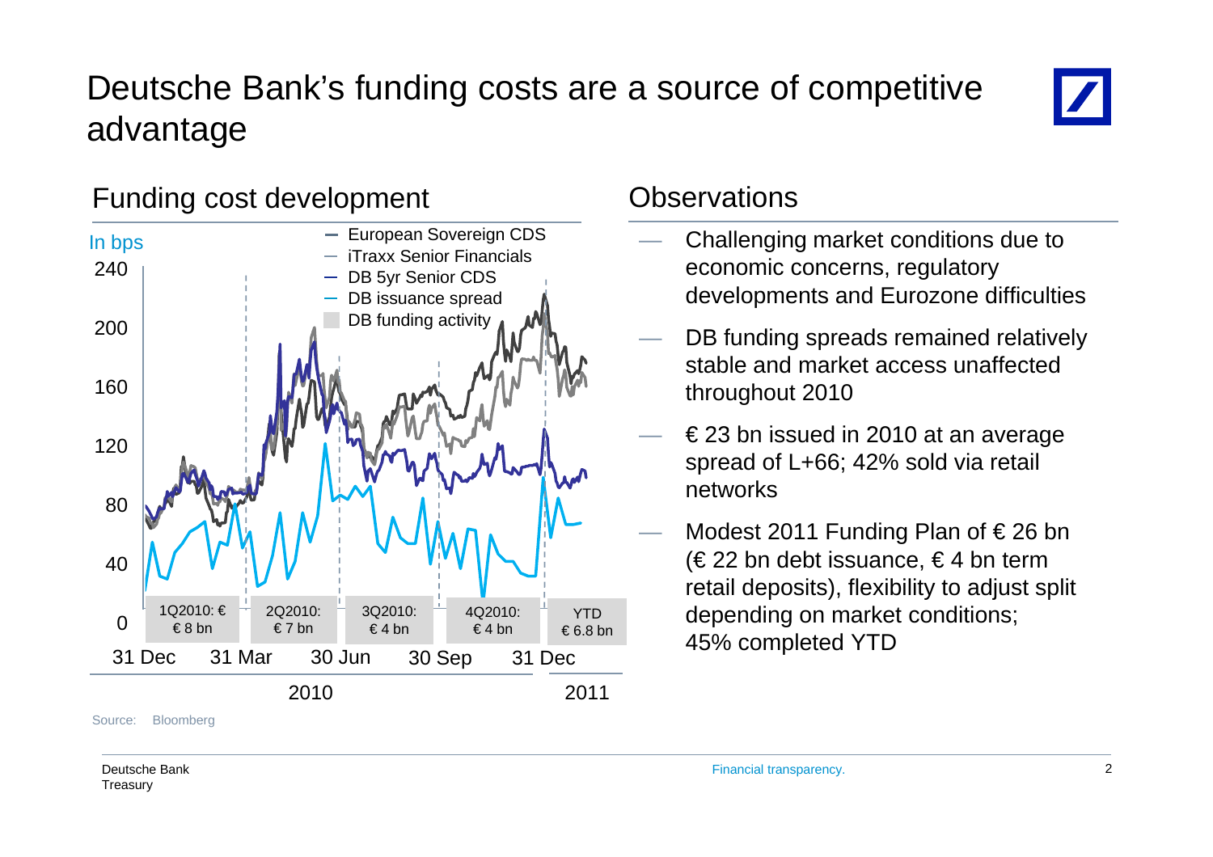# Deutsche Bank's funding costs are a source of competitive advantage

## Funding cost development

In bps

- European Sovereign CDS
- iTraxx Senior Financials
- DB 5yr Senior CDS
- DB issuance spread
- DB funding activity

| 1Q2010: € 8 bn | 2Q2010: € 7 bn | 3Q2010: € 4 bn | 4Q2010: € 4 bn | YTD € 6.8 bn |
|---|---|---|---|---|

31 Dec, 31 Mar, 30 Jun, 30 Sep (2010); 31 Dec (2011)

Source: Bloomberg

## Observations

- Challenging market conditions due to economic concerns, regulatory developments and Eurozone difficulties
- DB funding spreads remained relatively stable and market access unaffected throughout 2010
- € 23 bn issued in 2010 at an average spread of L+66; 42% sold via retail networks
- Modest 2011 Funding Plan of € 26 bn (€ 22 bn debt issuance, € 4 bn term retail deposits), flexibility to adjust split depending on market conditions; 45% completed YTD

Deutsche Bank Treasury

Financial transparency.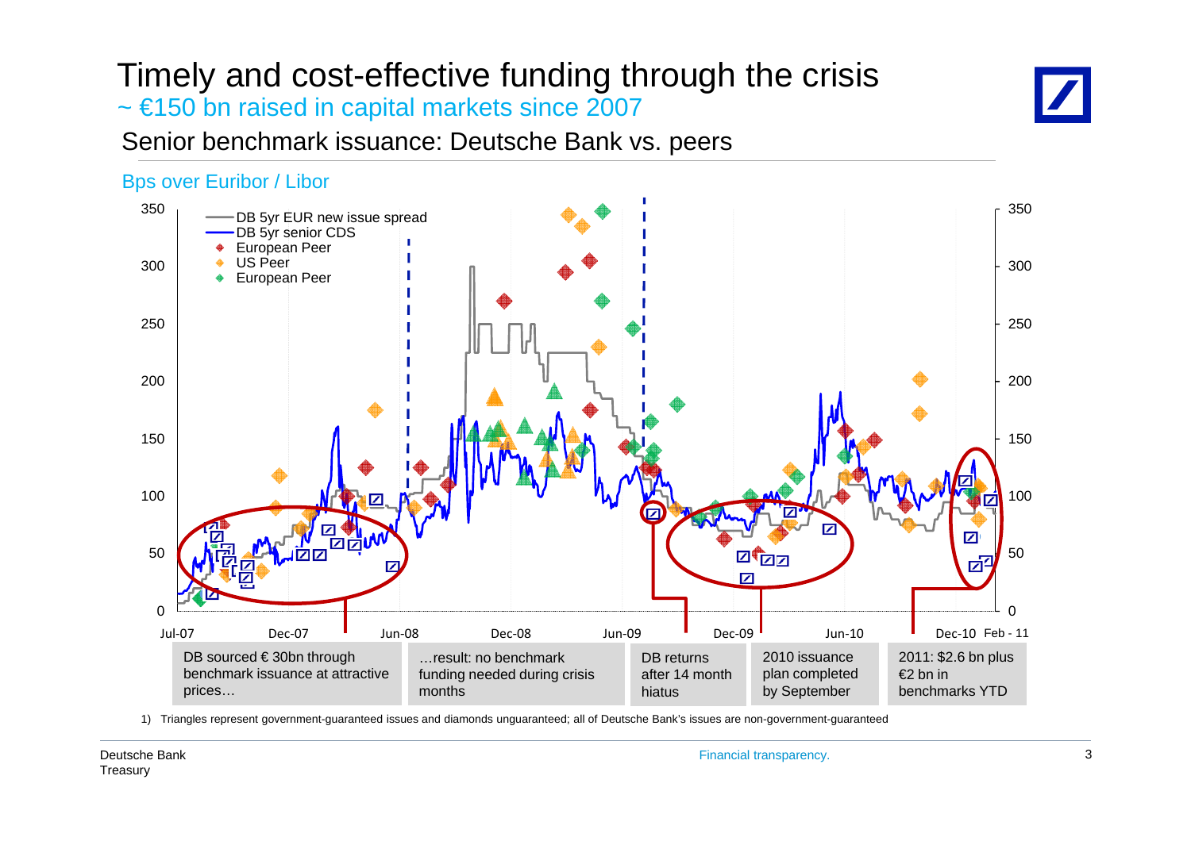# Timely and cost-effective funding through the crisis

## ~ €150 bn raised in capital markets since 2007

### Senior benchmark issuance: Deutsche Bank vs. peers

Bps over Euribor / Libor

- DB 5yr EUR new issue spread
- DB 5yr senior CDS
- European Peer
- US Peer
- European Peer

| DB sourced € 30bn through benchmark issuance at attractive prices… | …result: no benchmark funding needed during crisis months | DB returns after 14 month hiatus | 2010 issuance plan completed by September | 2011: $2.6 bn plus €2 bn in benchmarks YTD |
|---|---|---|---|---|

1) Triangles represent government-guaranteed issues and diamonds unguaranteed; all of Deutsche Bank's issues are non-government-guaranteed

Deutsche Bank
Treasury

Financial transparency.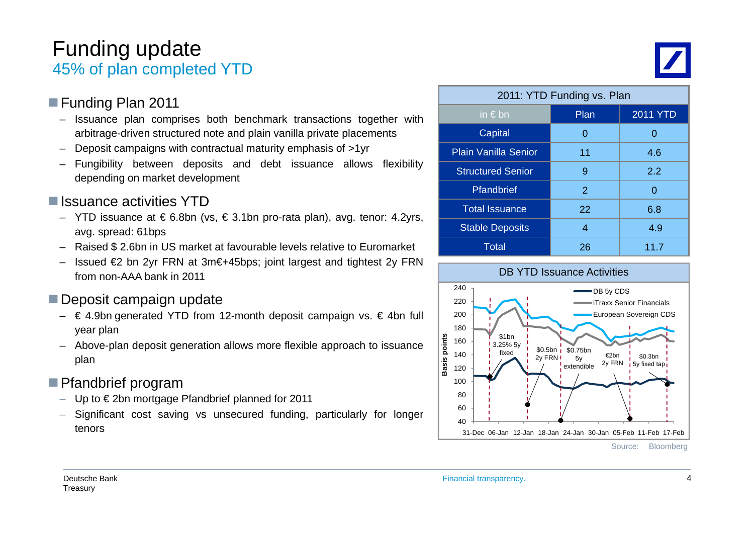# Funding update

## 45% of plan completed YTD

### Funding Plan 2011

- Issuance plan comprises both benchmark transactions together with arbitrage-driven structured note and plain vanilla private placements
- Deposit campaigns with contractual maturity emphasis of >1yr
- Fungibility between deposits and debt issuance allows flexibility depending on market development

### Issuance activities YTD

- YTD issuance at € 6.8bn (vs, € 3.1bn pro-rata plan), avg. tenor: 4.2yrs, avg. spread: 61bps
- Raised $ 2.6bn in US market at favourable levels relative to Euromarket
- Issued €2 bn 2yr FRN at 3m€+45bps; joint largest and tightest 2y FRN from non-AAA bank in 2011

### Deposit campaign update

- € 4.9bn generated YTD from 12-month deposit campaign vs. € 4bn full year plan
- Above-plan deposit generation allows more flexible approach to issuance plan

### Pfandbrief program

- Up to € 2bn mortgage Pfandbrief planned for 2011
- Significant cost saving vs unsecured funding, particularly for longer tenors

**2011: YTD Funding vs. Plan**

| in € bn | Plan | 2011 YTD |
|---|---|---|
| Capital | 0 | 0 |
| Plain Vanilla Senior | 11 | 4.6 |
| Structured Senior | 9 | 2.2 |
| Pfandbrief | 2 | 0 |
| Total Issuance | 22 | 6.8 |
| Stable Deposits | 4 | 4.9 |
| Total | 26 | 11.7 |

**DB YTD Issuance Activities**

Legend: DB 5y CDS; iTraxx Senior Financials; European Sovereign CDS

Y-axis: Basis points (40–240). X-axis: 31-Dec, 06-Jan, 12-Jan, 18-Jan, 24-Jan, 30-Jan, 05-Feb, 11-Feb, 17-Feb

Annotations: $1bn 3.25% 5y fixed; $0.5bn 2y FRN; $0.75bn 5y extendible; €2bn 2y FRN; $0.3bn 5y fixed tap

Source: Bloomberg

Deutsche Bank
Treasury

Financial transparency.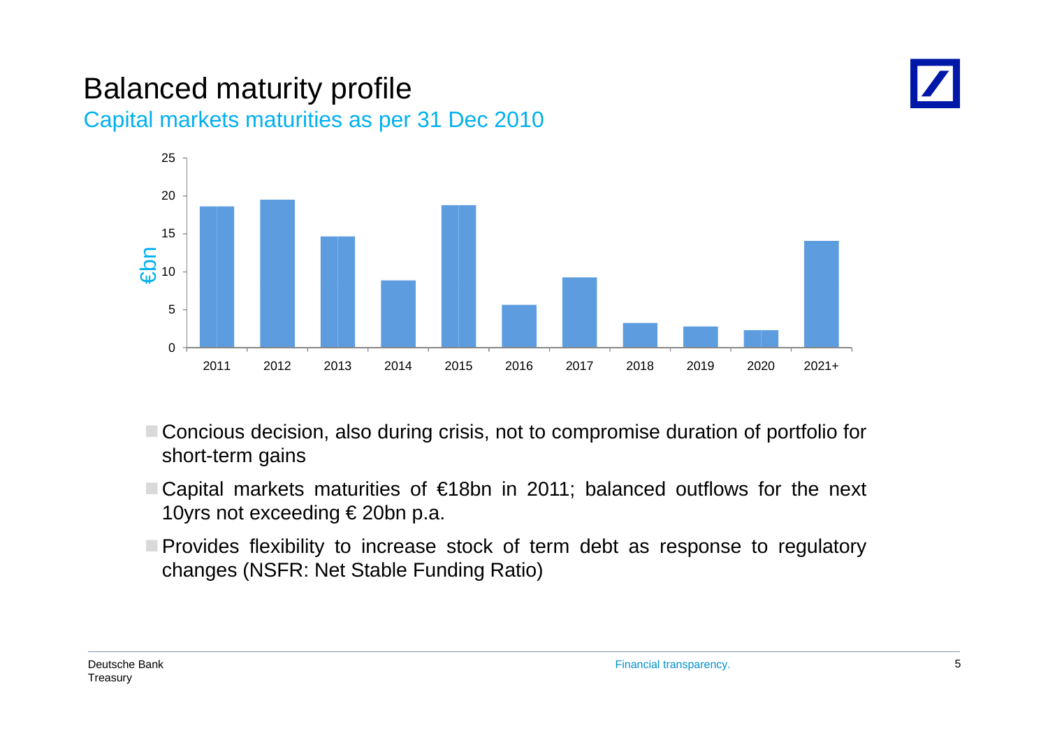# Balanced maturity profile

## Capital markets maturities as per 31 Dec 2010

- Concious decision, also during crisis, not to compromise duration of portfolio for short-term gains
- Capital markets maturities of €18bn in 2011; balanced outflows for the next 10yrs not exceeding € 20bn p.a.
- Provides flexibility to increase stock of term debt as response to regulatory changes (NSFR: Net Stable Funding Ratio)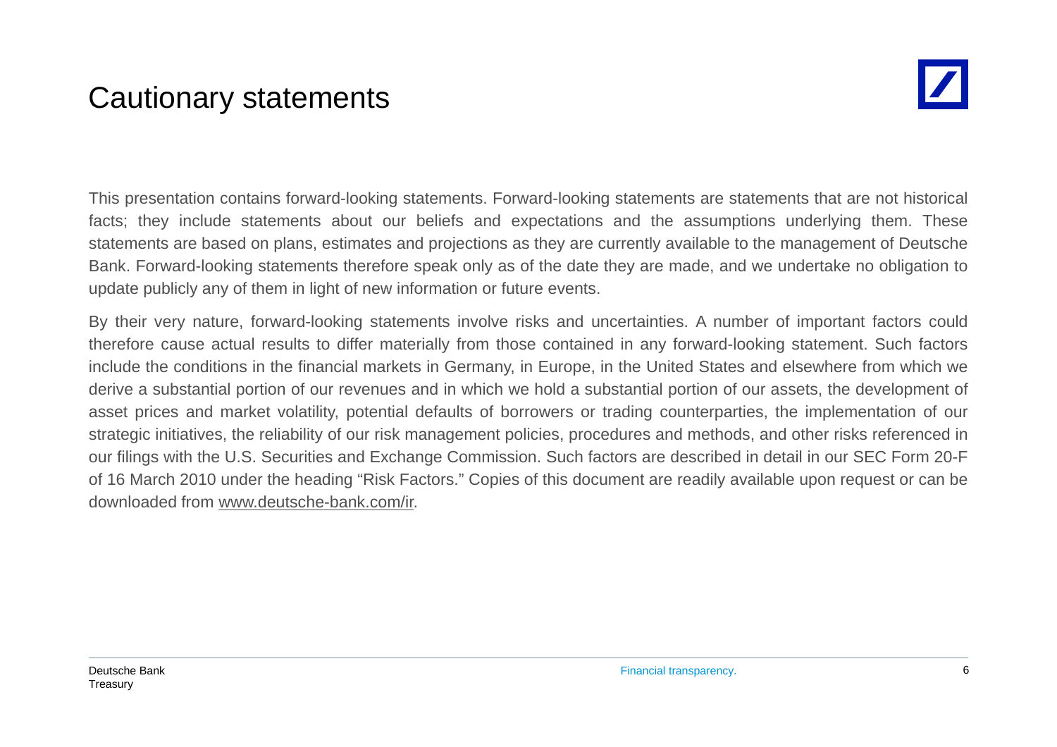# Cautionary statements

This presentation contains forward-looking statements. Forward-looking statements are statements that are not historical facts; they include statements about our beliefs and expectations and the assumptions underlying them. These statements are based on plans, estimates and projections as they are currently available to the management of Deutsche Bank. Forward-looking statements therefore speak only as of the date they are made, and we undertake no obligation to update publicly any of them in light of new information or future events.

By their very nature, forward-looking statements involve risks and uncertainties. A number of important factors could therefore cause actual results to differ materially from those contained in any forward-looking statement. Such factors include the conditions in the financial markets in Germany, in Europe, in the United States and elsewhere from which we derive a substantial portion of our revenues and in which we hold a substantial portion of our assets, the development of asset prices and market volatility, potential defaults of borrowers or trading counterparties, the implementation of our strategic initiatives, the reliability of our risk management policies, procedures and methods, and other risks referenced in our filings with the U.S. Securities and Exchange Commission. Such factors are described in detail in our SEC Form 20-F of 16 March 2010 under the heading "Risk Factors." Copies of this document are readily available upon request or can be downloaded from www.deutsche-bank.com/ir.